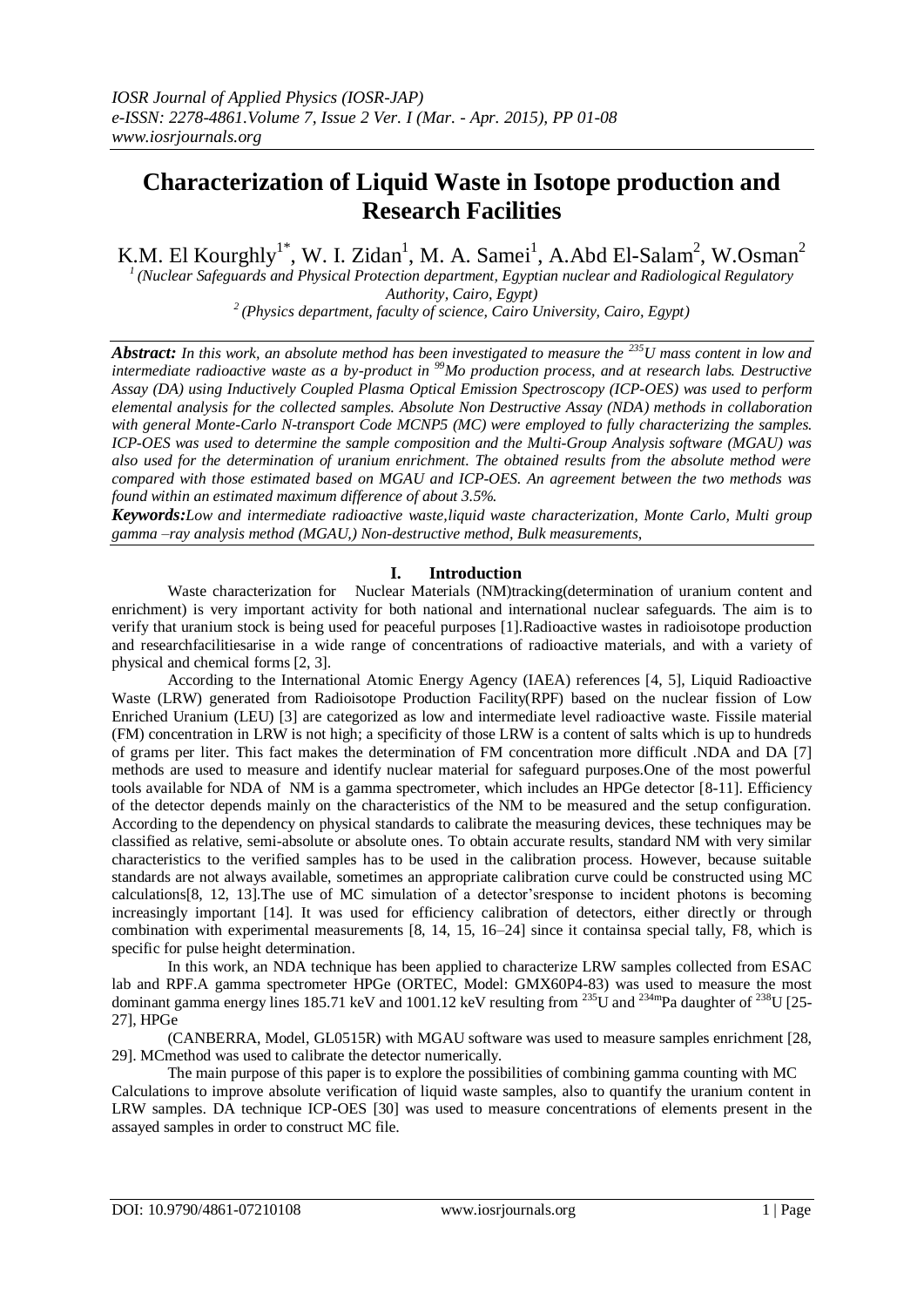# Characterization of Liquid Waste in Isotope production and Research Facilities

K.M. El Kourghly[1*], W. I. Zidan[1], M. A. Samei[1], A.Abd El-Salam[2], W.Osman[2]

[1] *(Nuclear Safeguards and Physical Protection department, Egyptian nuclear and Radiological Regulatory Authority, Cairo, Egypt)*

[2] *(Physics department, faculty of science, Cairo University, Cairo, Egypt)*

***Abstract:*** *In this work, an absolute method has been investigated to measure the $^{235}U$ mass content in low and intermediate radioactive waste as a by-product in $^{99}Mo$ production process, and at research labs. Destructive Assay (DA) using Inductively Coupled Plasma Optical Emission Spectroscopy (ICP-OES) was used to perform elemental analysis for the collected samples. Absolute Non Destructive Assay (NDA) methods in collaboration with general Monte-Carlo N-transport Code MCNP5 (MC) were employed to fully characterizing the samples. ICP-OES was used to determine the sample composition and the Multi-Group Analysis software (MGAU) was also used for the determination of uranium enrichment. The obtained results from the absolute method were compared with those estimated based on MGAU and ICP-OES. An agreement between the two methods was found within an estimated maximum difference of about 3.5%.*

***Keywords:*** *Low and intermediate radioactive waste,liquid waste characterization, Monte Carlo, Multi group gamma –ray analysis method (MGAU,) Non-destructive method, Bulk measurements,*

## I. Introduction

Waste characterization for Nuclear Materials (NM)tracking(determination of uranium content and enrichment) is very important activity for both national and international nuclear safeguards. The aim is to verify that uranium stock is being used for peaceful purposes [1].Radioactive wastes in radioisotope production and researchfacilitiesarise in a wide range of concentrations of radioactive materials, and with a variety of physical and chemical forms [2, 3].

According to the International Atomic Energy Agency (IAEA) references [4, 5], Liquid Radioactive Waste (LRW) generated from Radioisotope Production Facility(RPF) based on the nuclear fission of Low Enriched Uranium (LEU) [3] are categorized as low and intermediate level radioactive waste. Fissile material (FM) concentration in LRW is not high; a specificity of those LRW is a content of salts which is up to hundreds of grams per liter. This fact makes the determination of FM concentration more difficult .NDA and DA [7] methods are used to measure and identify nuclear material for safeguard purposes.One of the most powerful tools available for NDA of NM is a gamma spectrometer, which includes an HPGe detector [8-11]. Efficiency of the detector depends mainly on the characteristics of the NM to be measured and the setup configuration. According to the dependency on physical standards to calibrate the measuring devices, these techniques may be classified as relative, semi-absolute or absolute ones. To obtain accurate results, standard NM with very similar characteristics to the verified samples has to be used in the calibration process. However, because suitable standards are not always available, sometimes an appropriate calibration curve could be constructed using MC calculations[8, 12, 13].The use of MC simulation of a detector'sresponse to incident photons is becoming increasingly important [14]. It was used for efficiency calibration of detectors, either directly or through combination with experimental measurements [8, 14, 15, 16–24] since it containsa special tally, F8, which is specific for pulse height determination.

In this work, an NDA technique has been applied to characterize LRW samples collected from ESAC lab and RPF.A gamma spectrometer HPGe (ORTEC, Model: GMX60P4-83) was used to measure the most dominant gamma energy lines 185.71 keV and 1001.12 keV resulting from $^{235}U$ and $^{234m}Pa$ daughter of $^{238}U$ [25-27], HPGe

(CANBERRA, Model, GL0515R) with MGAU software was used to measure samples enrichment [28, 29]. MCmethod was used to calibrate the detector numerically.

The main purpose of this paper is to explore the possibilities of combining gamma counting with MC Calculations to improve absolute verification of liquid waste samples, also to quantify the uranium content in LRW samples. DA technique ICP-OES [30] was used to measure concentrations of elements present in the assayed samples in order to construct MC file.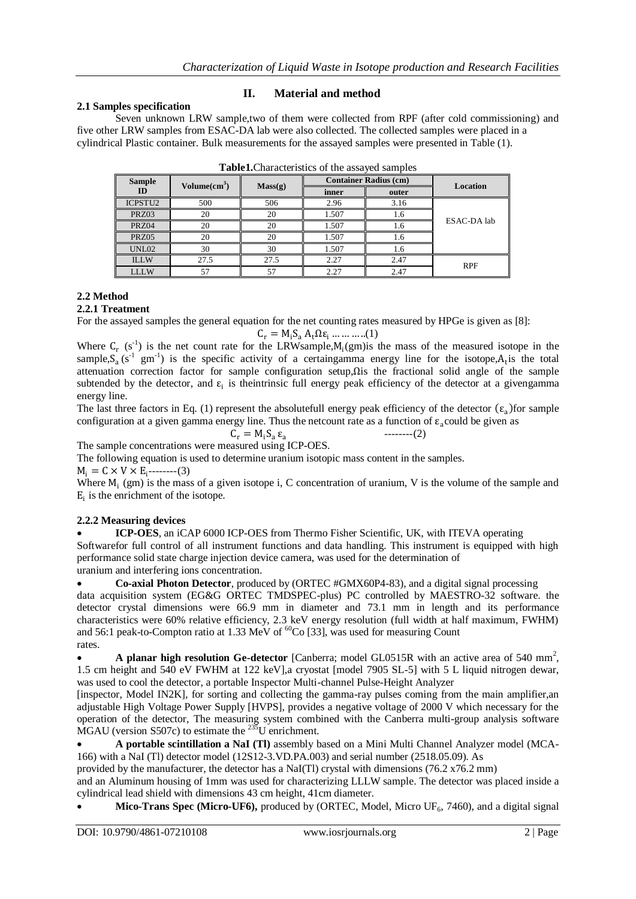## II. Material and method

### 2.1 Samples specification

Seven unknown LRW sample,two of them were collected from RPF (after cold commissioning) and five other LRW samples from ESAC-DA lab were also collected. The collected samples were placed in a cylindrical Plastic container. Bulk measurements for the assayed samples were presented in Table (1).

**Table1.**Characteristics of the assayed samples

| Sample ID | Volume($cm^3$) | Mass(g) | Container Radius (cm) | | Location |
|---|---|---|---|---|---|
| | | | inner | outer | |
| ICPSTU2 | 500 | 506 | 2.96 | 3.16 | |
| PRZ03 | 20 | 20 | 1.507 | 1.6 | ESAC-DA lab |
| PRZ04 | 20 | 20 | 1.507 | 1.6 | |
| PRZ05 | 20 | 20 | 1.507 | 1.6 | |
| UNL02 | 30 | 30 | 1.507 | 1.6 | |
| ILLW | 27.5 | 27.5 | 2.27 | 2.47 | RPF |
| LLLW | 57 | 57 | 2.27 | 2.47 | |

### 2.2 Method

#### 2.2.1 Treatment

For the assayed samples the general equation for the net counting rates measured by HPGe is given as [8]:

$$C_r = M_i S_a A_t \Omega \varepsilon_i \ldots\ldots\ldots(1)$$

Where $C_r$ ($s^{-1}$) is the net count rate for the LRWsample,$M_i$(gm)is the mass of the measured isotope in the sample,$S_a$ ($s^{-1}$ $gm^{-1}$) is the specific activity of a certaingamma energy line for the isotope,$A_t$is the total attenuation correction factor for sample configuration setup,$\Omega$is the fractional solid angle of the sample subtended by the detector, and $\varepsilon_i$ is theintrinsic full energy peak efficiency of the detector at a givengamma energy line.

The last three factors in Eq. (1) represent the absolutefull energy peak efficiency of the detector ($\varepsilon_a$)for sample configuration at a given gamma energy line. Thus the netcount rate as a function of $\varepsilon_a$could be given as

$$C_r = M_i S_a \varepsilon_a \qquad \text{--------(2)}$$

The sample concentrations were measured using ICP-OES.

The following equation is used to determine uranium isotopic mass content in the samples.

$$M_i = C \times V \times E_i \text{--------(3)}$$

Where $M_i$ (gm) is the mass of a given isotope i, C concentration of uranium, V is the volume of the sample and $E_i$ is the enrichment of the isotope.

#### 2.2.2 Measuring devices

- **ICP-OES**, an iCAP 6000 ICP-OES from Thermo Fisher Scientific, UK, with ITEVA operating Softwarefor full control of all instrument functions and data handling. This instrument is equipped with high performance solid state charge injection device camera, was used for the determination of uranium and interfering ions concentration.
- **Co-axial Photon Detector**, produced by (ORTEC #GMX60P4-83), and a digital signal processing data acquisition system (EG&G ORTEC TMDSPEC-plus) PC controlled by MAESTRO-32 software. the detector crystal dimensions were 66.9 mm in diameter and 73.1 mm in length and its performance characteristics were 60% relative efficiency, 2.3 keV energy resolution (full width at half maximum, FWHM) and 56:1 peak-to-Compton ratio at 1.33 MeV of $^{60}$Co [33], was used for measuring Count rates.
- **A planar high resolution Ge-detector** [Canberra; model GL0515R with an active area of 540 $mm^2$, 1.5 cm height and 540 eV FWHM at 122 keV],a cryostat [model 7905 SL-5] with 5 L liquid nitrogen dewar, was used to cool the detector, a portable Inspector Multi-channel Pulse-Height Analyzer [inspector, Model IN2K], for sorting and collecting the gamma-ray pulses coming from the main amplifier,an adjustable High Voltage Power Supply [HVPS], provides a negative voltage of 2000 V which necessary for the operation of the detector, The measuring system combined with the Canberra multi-group analysis software MGAU (version S507c) to estimate the $^{235}$U enrichment.
- **A portable scintillation a NaI (Tl)** assembly based on a Mini Multi Channel Analyzer model (MCA-166) with a NaI (Tl) detector model (12S12-3.VD.PA.003) and serial number (2518.05.09). As provided by the manufacturer, the detector has a NaI(Tl) crystal with dimensions (76.2 x76.2 mm) and an Aluminum housing of 1mm was used for characterizing LLLW sample. The detector was placed inside a cylindrical lead shield with dimensions 43 cm height, 41cm diameter.
- **Mico-Trans Spec (Micro-UF6),** produced by (ORTEC, Model, Micro $UF_6$, 7460), and a digital signal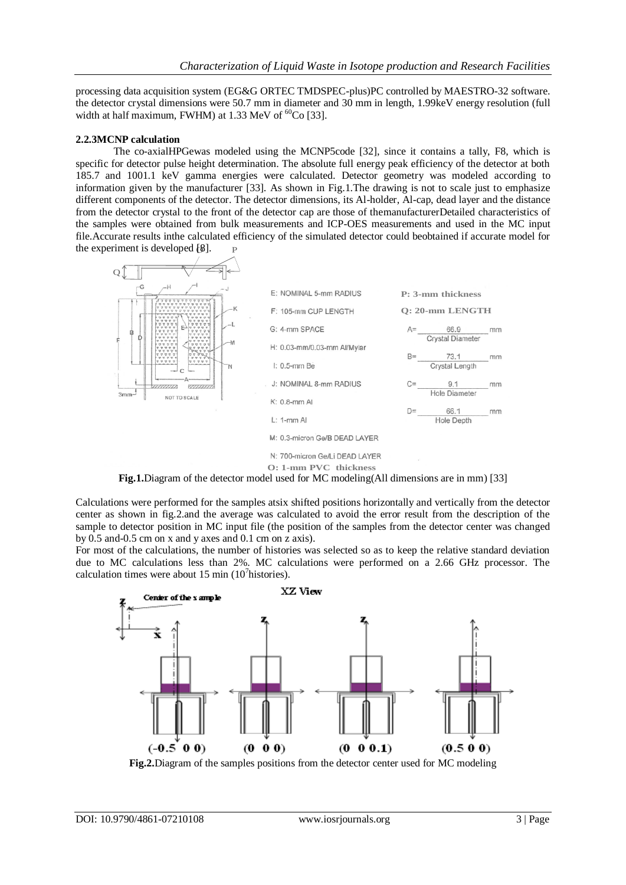processing data acquisition system (EG&G ORTEC TMDSPEC-plus)PC controlled by MAESTRO-32 software. the detector crystal dimensions were 50.7 mm in diameter and 30 mm in length, 1.99keV energy resolution (full width at half maximum, FWHM) at 1.33 MeV of $^{60}$Co [33].

### 2.2.3MCNP calculation

The co-axialHPGewas modeled using the MCNP5code [32], since it contains a tally, F8, which is specific for detector pulse height determination. The absolute full energy peak efficiency of the detector at both 185.7 and 1001.1 keV gamma energies were calculated. Detector geometry was modeled according to information given by the manufacturer [33]. As shown in Fig.1.The drawing is not to scale just to emphasize different components of the detector. The detector dimensions, its Al-holder, Al-cap, dead layer and the distance from the detector crystal to the front of the detector cap are those of themanufacturerDetailed characteristics of the samples were obtained from bulk measurements and ICP-OES measurements and used in the MC input file.Accurate results inthe calculated efficiency of the simulated detector could beobtained if accurate model for the experiment is developed [8].

**Fig.1.**Diagram of the detector model used for MC modeling(All dimensions are in mm) [33]

Calculations were performed for the samples atsix shifted positions horizontally and vertically from the detector center as shown in fig.2.and the average was calculated to avoid the error result from the description of the sample to detector position in MC input file (the position of the samples from the detector center was changed by 0.5 and-0.5 cm on x and y axes and 0.1 cm on z axis).

For most of the calculations, the number of histories was selected so as to keep the relative standard deviation due to MC calculations less than 2%. MC calculations were performed on a 2.66 GHz processor. The calculation times were about 15 min ($10^7$histories).

**Fig.2.**Diagram of the samples positions from the detector center used for MC modeling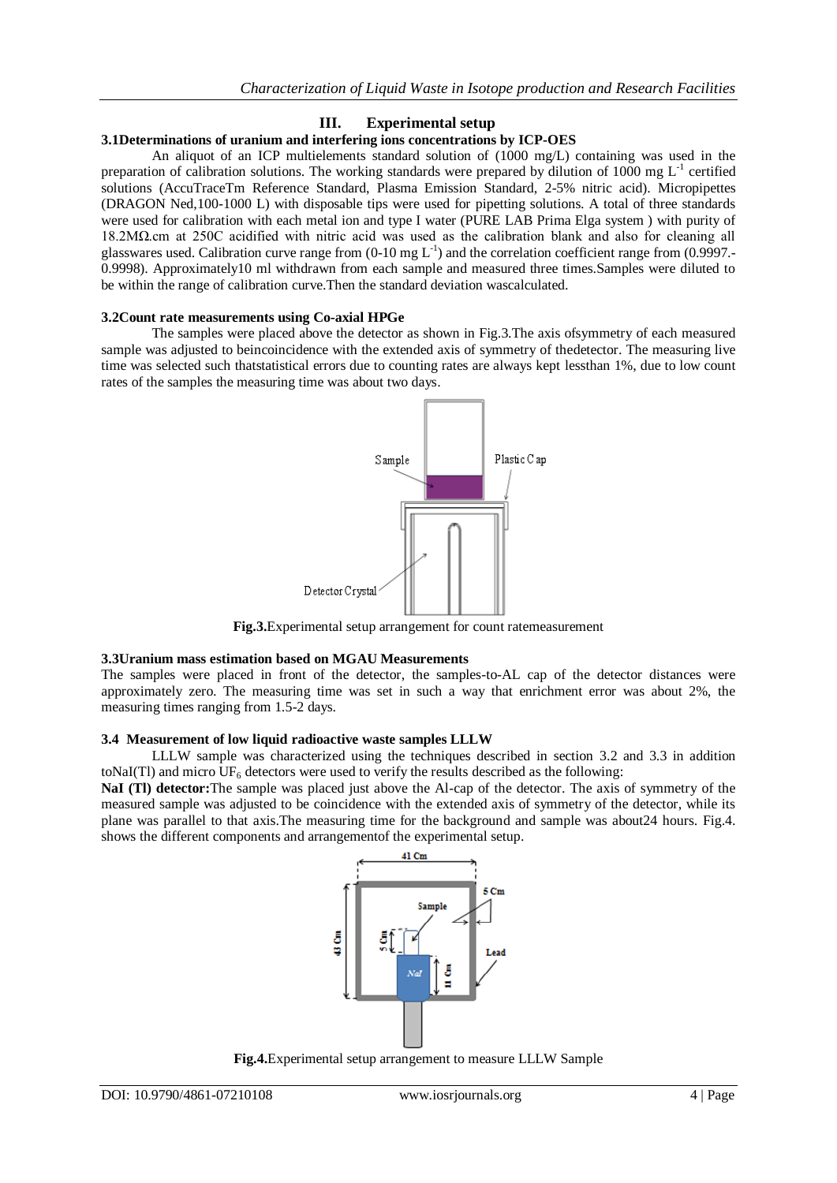## III. Experimental setup

### 3.1Determinations of uranium and interfering ions concentrations by ICP-OES

An aliquot of an ICP multielements standard solution of (1000 mg/L) containing was used in the preparation of calibration solutions. The working standards were prepared by dilution of 1000 mg $L^{-1}$ certified solutions (AccuTraceTm Reference Standard, Plasma Emission Standard, 2-5% nitric acid). Micropipettes (DRAGON Ned,100-1000 L) with disposable tips were used for pipetting solutions. A total of three standards were used for calibration with each metal ion and type I water (PURE LAB Prima Elga system ) with purity of 18.2MΩ.cm at 250C acidified with nitric acid was used as the calibration blank and also for cleaning all glasswares used. Calibration curve range from (0-10 mg $L^{-1}$) and the correlation coefficient range from (0.9997.-0.9998). Approximately10 ml withdrawn from each sample and measured three times.Samples were diluted to be within the range of calibration curve.Then the standard deviation wascalculated.

### 3.2Count rate measurements using Co-axial HPGe

The samples were placed above the detector as shown in Fig.3.The axis ofsymmetry of each measured sample was adjusted to beincoincidence with the extended axis of symmetry of thedetector. The measuring live time was selected such thatstatistical errors due to counting rates are always kept lessthan 1%, due to low count rates of the samples the measuring time was about two days.

**Fig.3.**Experimental setup arrangement for count ratemeasurement

### 3.3Uranium mass estimation based on MGAU Measurements

The samples were placed in front of the detector, the samples-to-AL cap of the detector distances were approximately zero. The measuring time was set in such a way that enrichment error was about 2%, the measuring times ranging from 1.5-2 days.

### 3.4 Measurement of low liquid radioactive waste samples LLLW

LLLW sample was characterized using the techniques described in section 3.2 and 3.3 in addition toNaI(Tl) and micro $UF_6$ detectors were used to verify the results described as the following:

**NaI (Tl) detector:**The sample was placed just above the Al-cap of the detector. The axis of symmetry of the measured sample was adjusted to be coincidence with the extended axis of symmetry of the detector, while its plane was parallel to that axis.The measuring time for the background and sample was about24 hours. Fig.4. shows the different components and arrangementof the experimental setup.

**Fig.4.**Experimental setup arrangement to measure LLLW Sample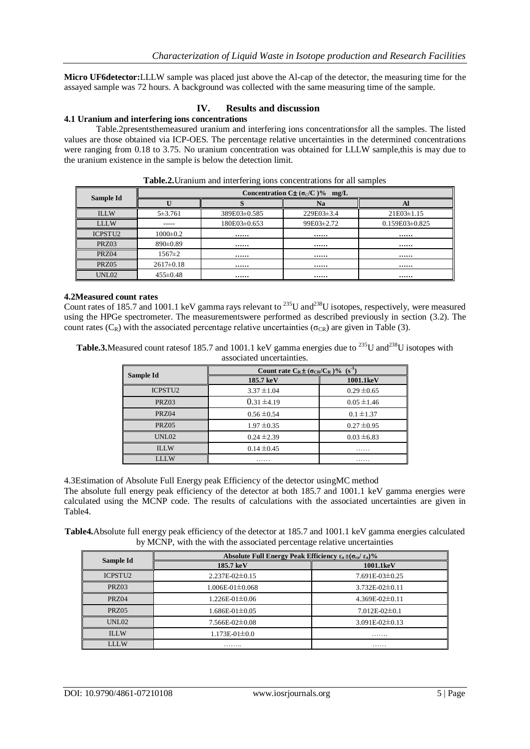**Micro UF6detector:**LLLW sample was placed just above the Al-cap of the detector, the measuring time for the assayed sample was 72 hours. A background was collected with the same measuring time of the sample.

## IV. Results and discussion

### 4.1 Uranium and interfering ions concentrations

Table.2presentsthemeasured uranium and interfering ions concentrationsfor all the samples. The listed values are those obtained via ICP-OES. The percentage relative uncertainties in the determined concentrations were ranging from 0.18 to 3.75. No uranium concentration was obtained for LLLW sample,this is may due to the uranium existence in the sample is below the detection limit.

**Table.2.**Uranium and interfering ions concentrations for all samples

| Sample Id | Concentration $C\pm(\sigma_C/C)\%$ mg/L | | | |
|---|---|---|---|---|
| | U | S | Na | Al |
| ILLW | 5±3.761 | 389E03±0.585 | 229E03±3.4 | 21E03±1.15 |
| LLLW | ----- | 180E03±0.653 | 99E03±2.72 | 0.159E03±0.825 |
| ICPSTU2 | 1000±0.2 | …… | …… | …… |
| PRZ03 | 890±0.89 | …… | …… | …… |
| PRZ04 | 1567±2 | …… | …… | …… |
| PRZ05 | 2617±0.18 | …… | …… | …… |
| UNL02 | 455±0.48 | …… | …… | …… |

### 4.2Measured count rates

Count rates of 185.7 and 1001.1 keV gamma rays relevant to $^{235}U$ and$^{238}U$ isotopes, respectively, were measured using the HPGe spectrometer. The measurementswere performed as described previously in section (3.2). The count rates ($C_R$) with the associated percentage relative uncertainties ($\sigma_{CR}$) are given in Table (3).

**Table.3.**Measured count ratesof 185.7 and 1001.1 keV gamma energies due to $^{235}U$ and$^{238}U$ isotopes with associated uncertainties.

| Sample Id | Count rate $C_R\pm(\sigma_{CR}/C_R)\%$ $(s^{-1})$ | |
|---|---|---|
| | 185.7 keV | 1001.1keV |
| ICPSTU2 | 3.37 ±1.04 | 0.29 ±0.65 |
| PRZ03 | 0.31 ±4.19 | 0.05 ±1.46 |
| PRZ04 | 0.56 ±0.54 | 0.1 ±1.37 |
| PRZ05 | 1.97 ±0.35 | 0.27 ±0.95 |
| UNL02 | 0.24 ±2.39 | 0.03 ±6.83 |
| ILLW | 0.14 ±0.45 | …… |
| LLLW | …… | …… |

4.3Estimation of Absolute Full Energy peak Efficiency of the detector usingMC method

The absolute full energy peak efficiency of the detector at both 185.7 and 1001.1 keV gamma energies were calculated using the MCNP code. The results of calculations with the associated uncertainties are given in Table4.

**Table4.**Absolute full energy peak efficiency of the detector at 185.7 and 1001.1 keV gamma energies calculated by MCNP, with the with the associated percentage relative uncertainties

| Sample Id | Absolute Full Energy Peak Efficiency $\varepsilon_a\pm(\sigma_{\varepsilon a}/\varepsilon_a)\%$ | |
|---|---|---|
| | 185.7 keV | 1001.1keV |
| ICPSTU2 | 2.237E-02±0.15 | 7.691E-03±0.25 |
| PRZ03 | 1.006E-01±0.068 | 3.732E-02±0.11 |
| PRZ04 | 1.226E-01±0.06 | 4.369E-02±0.11 |
| PRZ05 | 1.686E-01±0.05 | 7.012E-02±0.1 |
| UNL02 | 7.566E-02±0.08 | 3.091E-02±0.13 |
| ILLW | 1.173E-01±0.0 | ……. |
| LLLW | …….. | …… |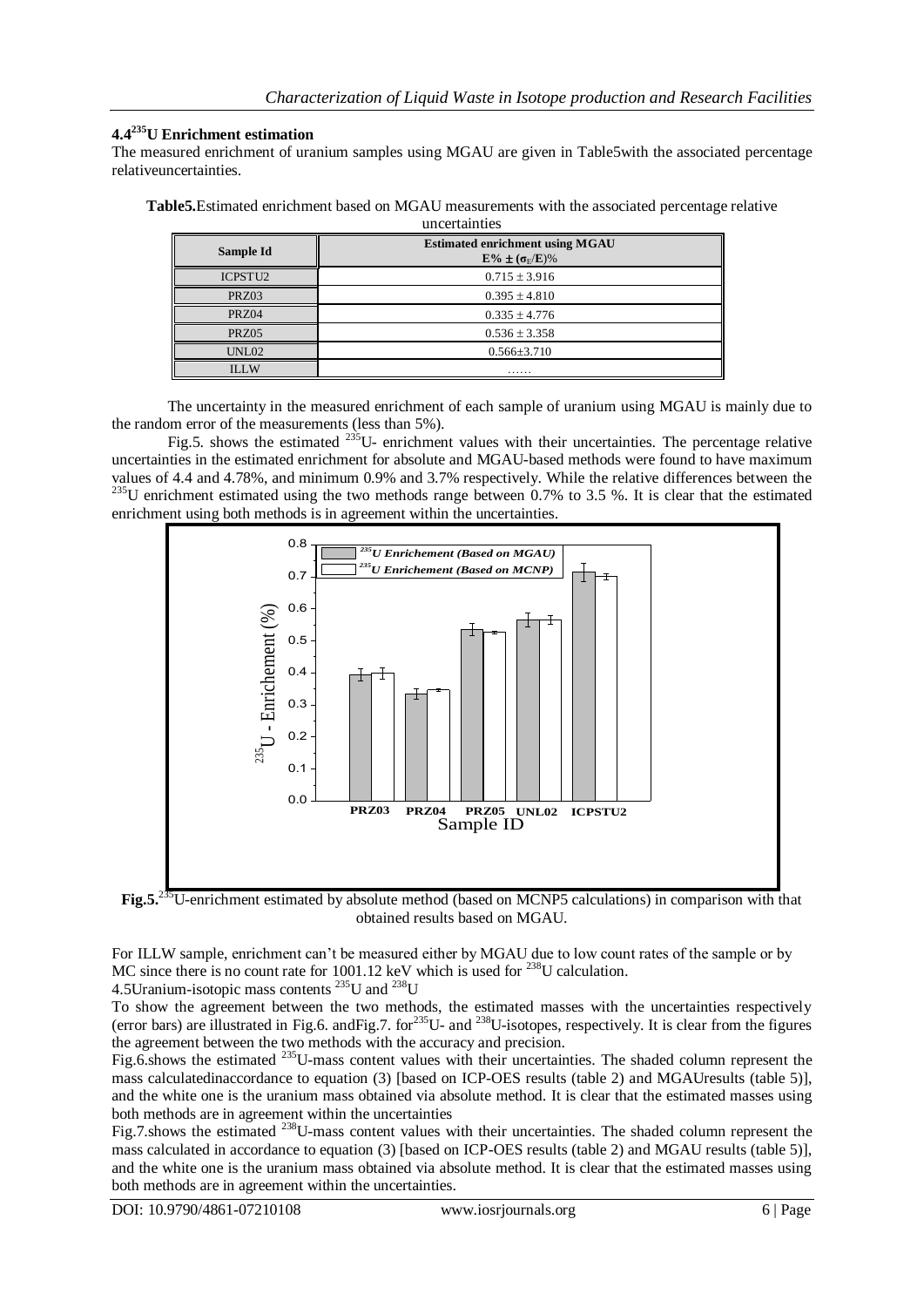### 4.4 $^{235}$U Enrichment estimation

The measured enrichment of uranium samples using MGAU are given in Table5with the associated percentage relativeuncertainties.

**Table5.**Estimated enrichment based on MGAU measurements with the associated percentage relative uncertainties

| Sample Id | Estimated enrichment using MGAU $E\% \pm (\sigma_E/E)\%$ |
|---|---|
| ICPSTU2 | $0.715 \pm 3.916$ |
| PRZ03 | $0.395 \pm 4.810$ |
| PRZ04 | $0.335 \pm 4.776$ |
| PRZ05 | $0.536 \pm 3.358$ |
| UNL02 | $0.566 \pm 3.710$ |
| ILLW | …… |

The uncertainty in the measured enrichment of each sample of uranium using MGAU is mainly due to the random error of the measurements (less than 5%).

Fig.5. shows the estimated $^{235}$U- enrichment values with their uncertainties. The percentage relative uncertainties in the estimated enrichment for absolute and MGAU-based methods were found to have maximum values of 4.4 and 4.78%, and minimum 0.9% and 3.7% respectively. While the relative differences between the $^{235}$U enrichment estimated using the two methods range between 0.7% to 3.5 %. It is clear that the estimated enrichment using both methods is in agreement within the uncertainties.

**Fig.5.** $^{235}$U-enrichment estimated by absolute method (based on MCNP5 calculations) in comparison with that obtained results based on MGAU.

For ILLW sample, enrichment can't be measured either by MGAU due to low count rates of the sample or by MC since there is no count rate for 1001.12 keV which is used for $^{238}$U calculation.

### 4.5Uranium-isotopic mass contents $^{235}$U and $^{238}$U

To show the agreement between the two methods, the estimated masses with the uncertainties respectively (error bars) are illustrated in Fig.6. andFig.7. for $^{235}$U- and $^{238}$U-isotopes, respectively. It is clear from the figures the agreement between the two methods with the accuracy and precision.

Fig.6.shows the estimated $^{235}$U-mass content values with their uncertainties. The shaded column represent the mass calculatedinaccordance to equation (3) [based on ICP-OES results (table 2) and MGAUresults (table 5)], and the white one is the uranium mass obtained via absolute method. It is clear that the estimated masses using both methods are in agreement within the uncertainties

Fig.7.shows the estimated $^{238}$U-mass content values with their uncertainties. The shaded column represent the mass calculated in accordance to equation (3) [based on ICP-OES results (table 2) and MGAU results (table 5)], and the white one is the uranium mass obtained via absolute method. It is clear that the estimated masses using both methods are in agreement within the uncertainties.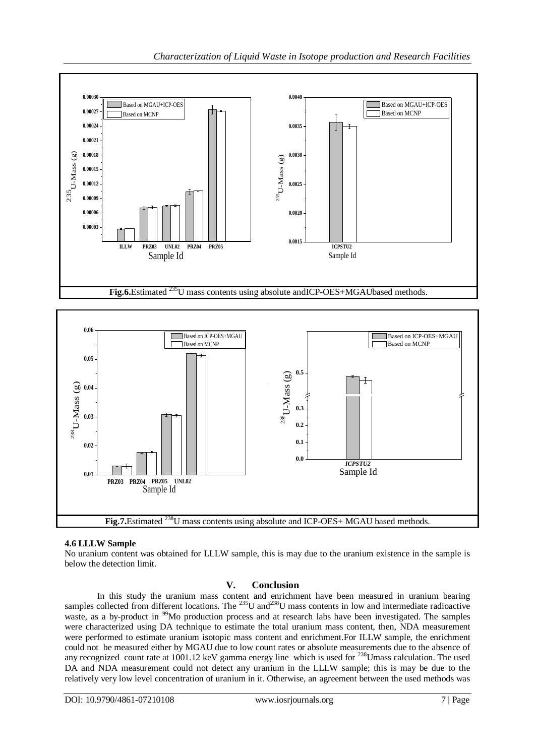**Fig.6.**Estimated $^{235}$U mass contents using absolute andICP-OES+MGAUbased methods.

**Fig.7.**Estimated $^{238}$U mass contents using absolute and ICP-OES+ MGAU based methods.

### 4.6 LLLW Sample

No uranium content was obtained for LLLW sample, this is may due to the uranium existence in the sample is below the detection limit.

## V. Conclusion

In this study the uranium mass content and enrichment have been measured in uranium bearing samples collected from different locations. The $^{235}$U and$^{238}$U mass contents in low and intermediate radioactive waste, as a by-product in $^{99}$Mo production process and at research labs have been investigated. The samples were characterized using DA technique to estimate the total uranium mass content, then, NDA measurement were performed to estimate uranium isotopic mass content and enrichment.For ILLW sample, the enrichment could not be measured either by MGAU due to low count rates or absolute measurements due to the absence of any recognized count rate at 1001.12 keV gamma energy line which is used for $^{238}$Umass calculation. The used DA and NDA measurement could not detect any uranium in the LLLW sample; this is may be due to the relatively very low level concentration of uranium in it. Otherwise, an agreement between the used methods was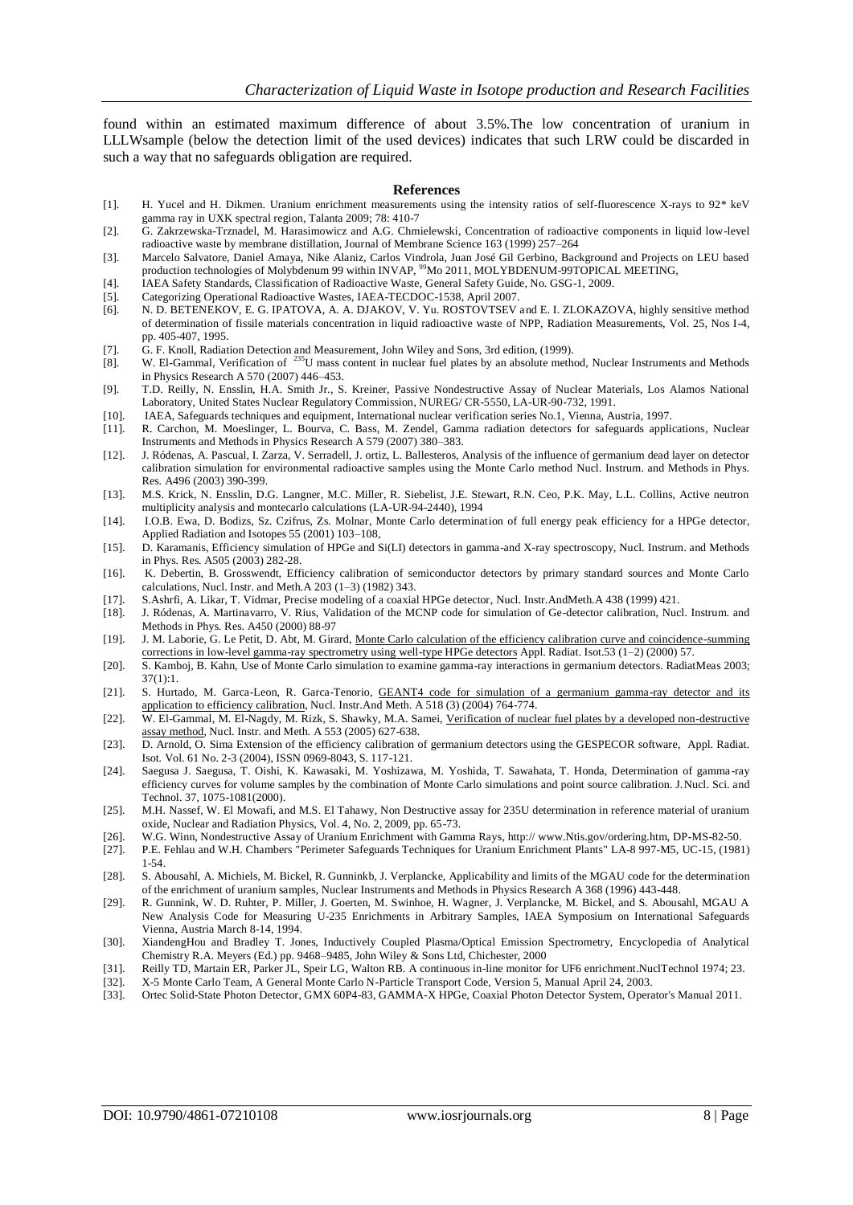found within an estimated maximum difference of about 3.5%.The low concentration of uranium in LLLWsample (below the detection limit of the used devices) indicates that such LRW could be discarded in such a way that no safeguards obligation are required.

## References

[1]. H. Yucel and H. Dikmen. Uranium enrichment measurements using the intensity ratios of self-fluorescence X-rays to 92* keV gamma ray in UXK spectral region, Talanta 2009; 78: 410-7

[2]. G. Zakrzewska-Trznadel, M. Harasimowicz and A.G. Chmielewski, Concentration of radioactive components in liquid low-level radioactive waste by membrane distillation, Journal of Membrane Science 163 (1999) 257–264

[3]. Marcelo Salvatore, Daniel Amaya, Nike Alaniz, Carlos Vindrola, Juan José Gil Gerbino, Background and Projects on LEU based production technologies of Molybdenum 99 within INVAP, $^{99}$Mo 2011, MOLYBDENUM-99TOPICAL MEETING,

[4]. IAEA Safety Standards, Classification of Radioactive Waste, General Safety Guide, No. GSG-1, 2009.

[5]. Categorizing Operational Radioactive Wastes, IAEA-TECDOC-1538, April 2007.

[6]. N. D. BETENEKOV, E. G. IPATOVA, A. A. DJAKOV, V. Yu. ROSTOVTSEV and E. I. ZLOKAZOVA, highly sensitive method of determination of fissile materials concentration in liquid radioactive waste of NPP, Radiation Measurements, Vol. 25, Nos I-4, pp. 405-407, 1995.

[7]. G. F. Knoll, Radiation Detection and Measurement, John Wiley and Sons, 3rd edition, (1999).

[8]. W. El-Gammal, Verification of $^{235}$U mass content in nuclear fuel plates by an absolute method, Nuclear Instruments and Methods in Physics Research A 570 (2007) 446–453.

[9]. T.D. Reilly, N. Ensslin, H.A. Smith Jr., S. Kreiner, Passive Nondestructive Assay of Nuclear Materials, Los Alamos National Laboratory, United States Nuclear Regulatory Commission, NUREG/ CR-5550, LA-UR-90-732, 1991.

[10]. IAEA, Safeguards techniques and equipment, International nuclear verification series No.1, Vienna, Austria, 1997.

[11]. R. Carchon, M. Moeslinger, L. Bourva, C. Bass, M. Zendel, Gamma radiation detectors for safeguards applications, Nuclear Instruments and Methods in Physics Research A 579 (2007) 380–383.

[12]. J. Ródenas, A. Pascual, I. Zarza, V. Serradell, J. ortiz, L. Ballesteros, Analysis of the influence of germanium dead layer on detector calibration simulation for environmental radioactive samples using the Monte Carlo method Nucl. Instrum. and Methods in Phys. Res. A496 (2003) 390-399.

[13]. M.S. Krick, N. Ensslin, D.G. Langner, M.C. Miller, R. Siebelist, J.E. Stewart, R.N. Ceo, P.K. May, L.L. Collins, Active neutron multiplicity analysis and montecarlo calculations (LA-UR-94-2440), 1994

[14]. I.O.B. Ewa, D. Bodizs, Sz. Czifrus, Zs. Molnar, Monte Carlo determination of full energy peak efficiency for a HPGe detector, Applied Radiation and Isotopes 55 (2001) 103–108,

[15]. D. Karamanis, Efficiency simulation of HPGe and Si(LI) detectors in gamma-and X-ray spectroscopy, Nucl. Instrum. and Methods in Phys. Res. A505 (2003) 282-28.

[16]. K. Debertin, B. Grosswendt, Efficiency calibration of semiconductor detectors by primary standard sources and Monte Carlo calculations, Nucl. Instr. and Meth.A 203 (1–3) (1982) 343.

[17]. S.Ashrfi, A. Likar, T. Vidmar, Precise modeling of a coaxial HPGe detector, Nucl. Instr.AndMeth.A 438 (1999) 421.

[18]. J. Ródenas, A. Martinavarro, V. Rius, Validation of the MCNP code for simulation of Ge-detector calibration, Nucl. Instrum. and Methods in Phys. Res. A450 (2000) 88-97

[19]. J. M. Laborie, G. Le Petit, D. Abt, M. Girard, Monte Carlo calculation of the efficiency calibration curve and coincidence-summing corrections in low-level gamma-ray spectrometry using well-type HPGe detectors Appl. Radiat. Isot.53 (1–2) (2000) 57.

[20]. S. Kamboj, B. Kahn, Use of Monte Carlo simulation to examine gamma-ray interactions in germanium detectors. RadiatMeas 2003; 37(1):1.

[21]. S. Hurtado, M. Garca-Leon, R. Garca-Tenorio, GEANT4 code for simulation of a germanium gamma-ray detector and its application to efficiency calibration, Nucl. Instr.And Meth. A 518 (3) (2004) 764-774.

[22]. W. El-Gammal, M. El-Nagdy, M. Rizk, S. Shawky, M.A. Samei, Verification of nuclear fuel plates by a developed non-destructive assay method, Nucl. Instr. and Meth. A 553 (2005) 627-638.

[23]. D. Arnold, O. Sima Extension of the efficiency calibration of germanium detectors using the GESPECOR software, Appl. Radiat. Isot. Vol. 61 No. 2-3 (2004), ISSN 0969-8043, S. 117-121.

[24]. Saegusa J. Saegusa, T. Oishi, K. Kawasaki, M. Yoshizawa, M. Yoshida, T. Sawahata, T. Honda, Determination of gamma-ray efficiency curves for volume samples by the combination of Monte Carlo simulations and point source calibration. J.Nucl. Sci. and Technol. 37, 1075-1081(2000).

[25]. M.H. Nassef, W. El Mowafi, and M.S. El Tahawy, Non Destructive assay for 235U determination in reference material of uranium oxide, Nuclear and Radiation Physics, Vol. 4, No. 2, 2009, pp. 65-73.

[26]. W.G. Winn, Nondestructive Assay of Uranium Enrichment with Gamma Rays, http:// www.Ntis.gov/ordering.htm, DP-MS-82-50.

[27]. P.E. Fehlau and W.H. Chambers "Perimeter Safeguards Techniques for Uranium Enrichment Plants" LA-8 997-M5, UC-15, (1981) 1-54.

[28]. S. Abousahl, A. Michiels, M. Bickel, R. Gunninkb, J. Verplancke, Applicability and limits of the MGAU code for the determination of the enrichment of uranium samples, Nuclear Instruments and Methods in Physics Research A 368 (1996) 443-448.

[29]. R. Gunnink, W. D. Ruhter, P. Miller, J. Goerten, M. Swinhoe, H. Wagner, J. Verplancke, M. Bickel, and S. Abousahl, MGAU A New Analysis Code for Measuring U-235 Enrichments in Arbitrary Samples, IAEA Symposium on International Safeguards Vienna, Austria March 8-14, 1994.

[30]. XiandengHou and Bradley T. Jones, Inductively Coupled Plasma/Optical Emission Spectrometry, Encyclopedia of Analytical Chemistry R.A. Meyers (Ed.) pp. 9468–9485, John Wiley & Sons Ltd, Chichester, 2000

[31]. Reilly TD, Martain ER, Parker JL, Speir LG, Walton RB. A continuous in-line monitor for UF6 enrichment.NuclTechnol 1974; 23.

[32]. X-5 Monte Carlo Team, A General Monte Carlo N-Particle Transport Code, Version 5, Manual April 24, 2003.

[33]. Ortec Solid-State Photon Detector, GMX 60P4-83, GAMMA-X HPGe, Coaxial Photon Detector System, Operator's Manual 2011.